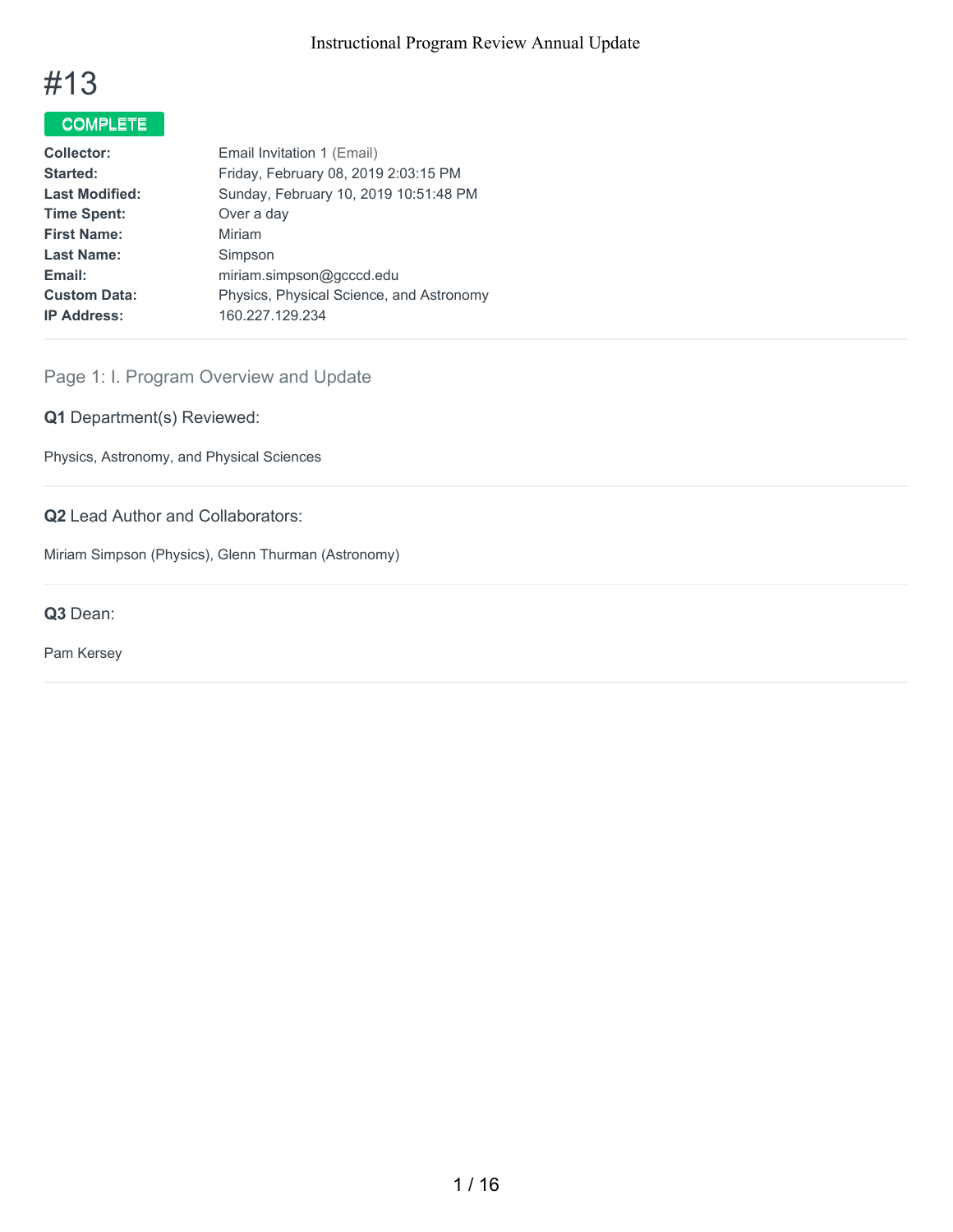# #13

**COMPLETE**

| | |
|---|---|
| **Collector:** | Email Invitation 1 (Email) |
| **Started:** | Friday, February 08, 2019 2:03:15 PM |
| **Last Modified:** | Sunday, February 10, 2019 10:51:48 PM |
| **Time Spent:** | Over a day |
| **First Name:** | Miriam |
| **Last Name:** | Simpson |
| **Email:** | miriam.simpson@gcccd.edu |
| **Custom Data:** | Physics, Physical Science, and Astronomy |
| **IP Address:** | 160.227.129.234 |

## Page 1: I. Program Overview and Update

**Q1** Department(s) Reviewed:

Physics, Astronomy, and Physical Sciences

**Q2** Lead Author and Collaborators:

Miriam Simpson (Physics), Glenn Thurman (Astronomy)

**Q3** Dean:

Pam Kersey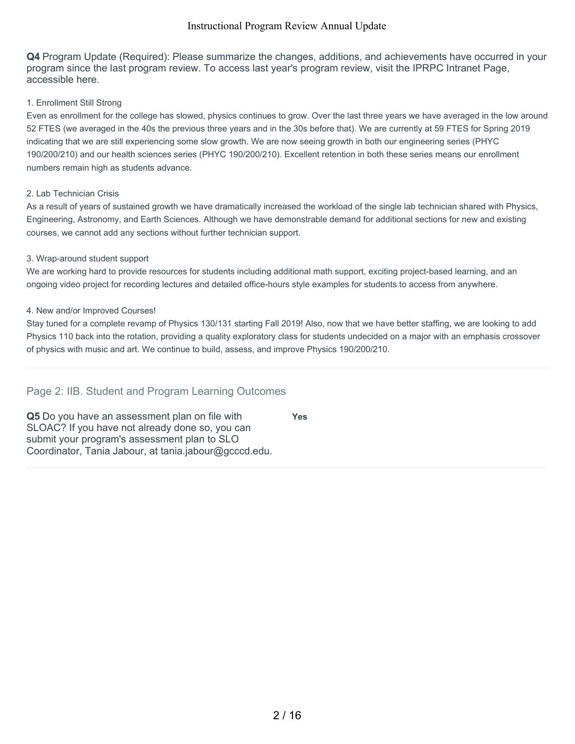**Q4** Program Update (Required): Please summarize the changes, additions, and achievements have occurred in your program since the last program review. To access last year's program review, visit the IPRPC Intranet Page, accessible here.

1. Enrollment Still Strong
Even as enrollment for the college has slowed, physics continues to grow. Over the last three years we have averaged in the low around 52 FTES (we averaged in the 40s the previous three years and in the 30s before that). We are currently at 59 FTES for Spring 2019 indicating that we are still experiencing some slow growth. We are now seeing growth in both our engineering series (PHYC 190/200/210) and our health sciences series (PHYC 190/200/210). Excellent retention in both these series means our enrollment numbers remain high as students advance.

2. Lab Technician Crisis
As a result of years of sustained growth we have dramatically increased the workload of the single lab technician shared with Physics, Engineering, Astronomy, and Earth Sciences. Although we have demonstrable demand for additional sections for new and existing courses, we cannot add any sections without further technician support.

3. Wrap-around student support
We are working hard to provide resources for students including additional math support, exciting project-based learning, and an ongoing video project for recording lectures and detailed office-hours style examples for students to access from anywhere.

4. New and/or Improved Courses!
Stay tuned for a complete revamp of Physics 130/131 starting Fall 2019! Also, now that we have better staffing, we are looking to add Physics 110 back into the rotation, providing a quality exploratory class for students undecided on a major with an emphasis crossover of physics with music and art. We continue to build, assess, and improve Physics 190/200/210.

## Page 2: IIB. Student and Program Learning Outcomes

**Q5** Do you have an assessment plan on file with SLOAC? If you have not already done so, you can submit your program's assessment plan to SLO Coordinator, Tania Jabour, at tania.jabour@gcccd.edu.

**Yes**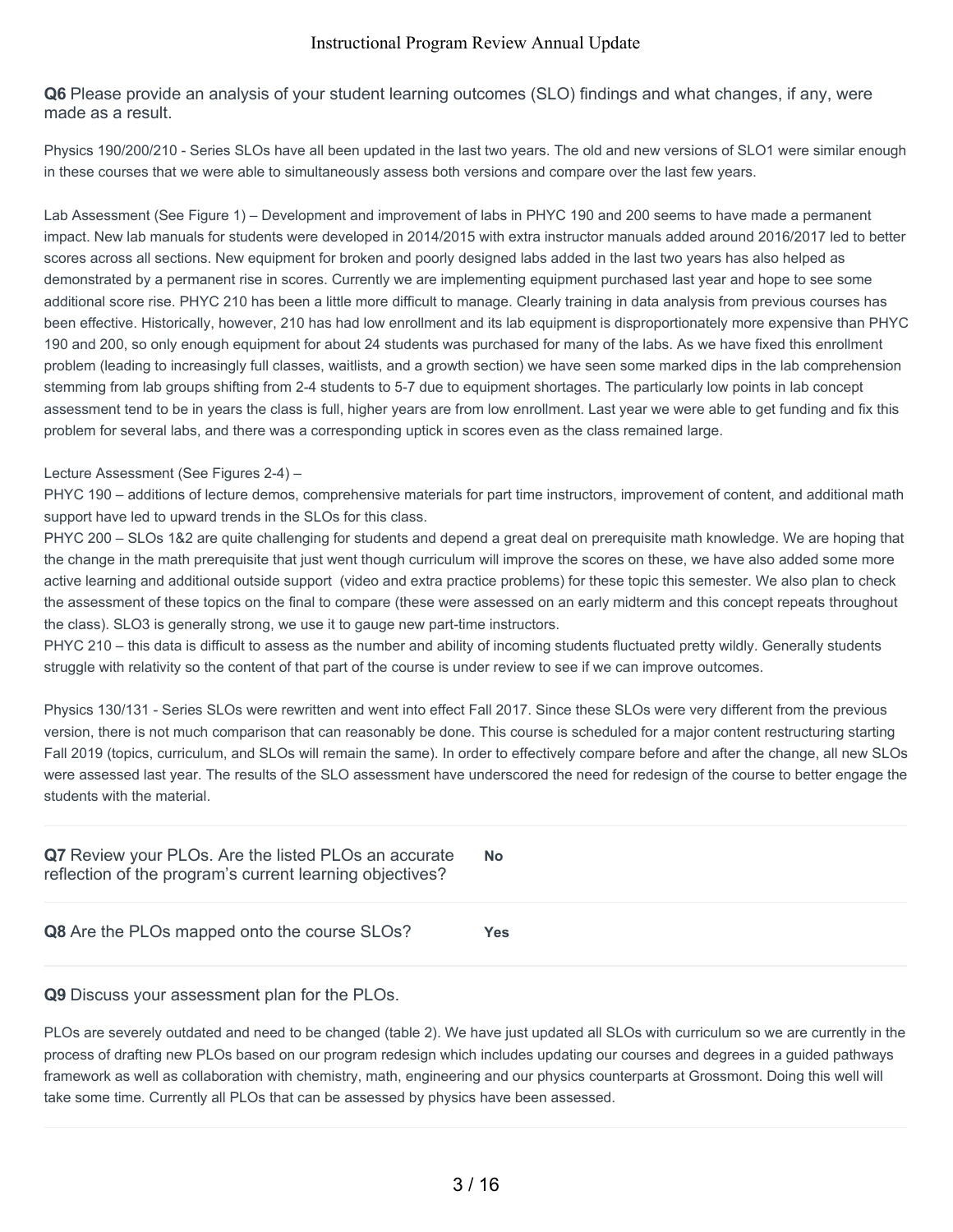**Q6** Please provide an analysis of your student learning outcomes (SLO) findings and what changes, if any, were made as a result.

Physics 190/200/210 - Series SLOs have all been updated in the last two years. The old and new versions of SLO1 were similar enough in these courses that we were able to simultaneously assess both versions and compare over the last few years.

Lab Assessment (See Figure 1) – Development and improvement of labs in PHYC 190 and 200 seems to have made a permanent impact. New lab manuals for students were developed in 2014/2015 with extra instructor manuals added around 2016/2017 led to better scores across all sections. New equipment for broken and poorly designed labs added in the last two years has also helped as demonstrated by a permanent rise in scores. Currently we are implementing equipment purchased last year and hope to see some additional score rise. PHYC 210 has been a little more difficult to manage. Clearly training in data analysis from previous courses has been effective. Historically, however, 210 has had low enrollment and its lab equipment is disproportionately more expensive than PHYC 190 and 200, so only enough equipment for about 24 students was purchased for many of the labs. As we have fixed this enrollment problem (leading to increasingly full classes, waitlists, and a growth section) we have seen some marked dips in the lab comprehension stemming from lab groups shifting from 2-4 students to 5-7 due to equipment shortages. The particularly low points in lab concept assessment tend to be in years the class is full, higher years are from low enrollment. Last year we were able to get funding and fix this problem for several labs, and there was a corresponding uptick in scores even as the class remained large.

Lecture Assessment (See Figures 2-4) –
PHYC 190 – additions of lecture demos, comprehensive materials for part time instructors, improvement of content, and additional math support have led to upward trends in the SLOs for this class.
PHYC 200 – SLOs 1&2 are quite challenging for students and depend a great deal on prerequisite math knowledge. We are hoping that the change in the math prerequisite that just went though curriculum will improve the scores on these, we have also added some more active learning and additional outside support (video and extra practice problems) for these topic this semester. We also plan to check the assessment of these topics on the final to compare (these were assessed on an early midterm and this concept repeats throughout the class). SLO3 is generally strong, we use it to gauge new part-time instructors.
PHYC 210 – this data is difficult to assess as the number and ability of incoming students fluctuated pretty wildly. Generally students struggle with relativity so the content of that part of the course is under review to see if we can improve outcomes.

Physics 130/131 - Series SLOs were rewritten and went into effect Fall 2017. Since these SLOs were very different from the previous version, there is not much comparison that can reasonably be done. This course is scheduled for a major content restructuring starting Fall 2019 (topics, curriculum, and SLOs will remain the same). In order to effectively compare before and after the change, all new SLOs were assessed last year. The results of the SLO assessment have underscored the need for redesign of the course to better engage the students with the material.

---

**Q7** Review your PLOs. Are the listed PLOs an accurate reflection of the program's current learning objectives? **No**

---

**Q8** Are the PLOs mapped onto the course SLOs? **Yes**

---

**Q9** Discuss your assessment plan for the PLOs.

PLOs are severely outdated and need to be changed (table 2). We have just updated all SLOs with curriculum so we are currently in the process of drafting new PLOs based on our program redesign which includes updating our courses and degrees in a guided pathways framework as well as collaboration with chemistry, math, engineering and our physics counterparts at Grossmont. Doing this well will take some time. Currently all PLOs that can be assessed by physics have been assessed.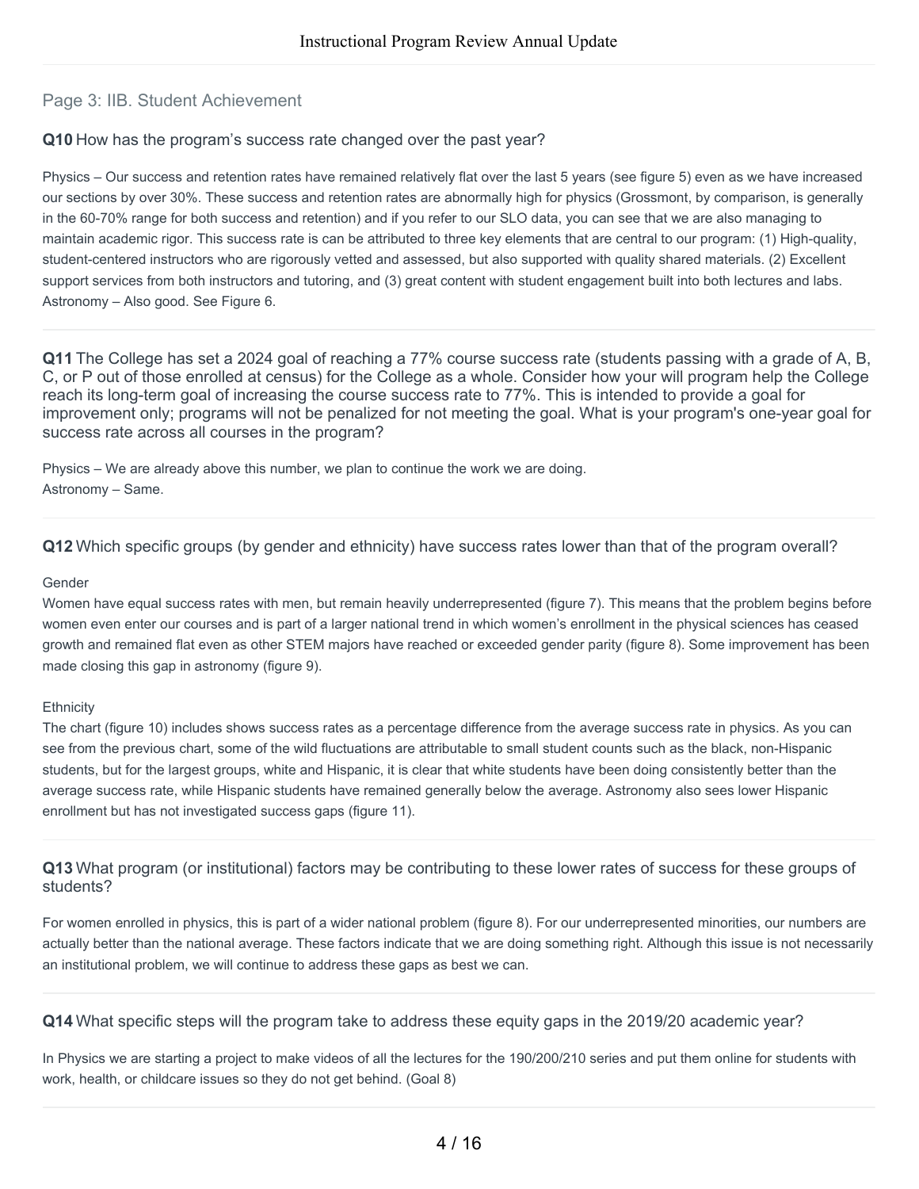## Page 3: IIB. Student Achievement

**Q10** How has the program's success rate changed over the past year?

Physics – Our success and retention rates have remained relatively flat over the last 5 years (see figure 5) even as we have increased our sections by over 30%. These success and retention rates are abnormally high for physics (Grossmont, by comparison, is generally in the 60-70% range for both success and retention) and if you refer to our SLO data, you can see that we are also managing to maintain academic rigor. This success rate is can be attributed to three key elements that are central to our program: (1) High-quality, student-centered instructors who are rigorously vetted and assessed, but also supported with quality shared materials. (2) Excellent support services from both instructors and tutoring, and (3) great content with student engagement built into both lectures and labs.
Astronomy – Also good. See Figure 6.

**Q11** The College has set a 2024 goal of reaching a 77% course success rate (students passing with a grade of A, B, C, or P out of those enrolled at census) for the College as a whole. Consider how your will program help the College reach its long-term goal of increasing the course success rate to 77%. This is intended to provide a goal for improvement only; programs will not be penalized for not meeting the goal. What is your program's one-year goal for success rate across all courses in the program?

Physics – We are already above this number, we plan to continue the work we are doing.
Astronomy – Same.

**Q12** Which specific groups (by gender and ethnicity) have success rates lower than that of the program overall?

Gender
Women have equal success rates with men, but remain heavily underrepresented (figure 7). This means that the problem begins before women even enter our courses and is part of a larger national trend in which women's enrollment in the physical sciences has ceased growth and remained flat even as other STEM majors have reached or exceeded gender parity (figure 8). Some improvement has been made closing this gap in astronomy (figure 9).

Ethnicity
The chart (figure 10) includes shows success rates as a percentage difference from the average success rate in physics. As you can see from the previous chart, some of the wild fluctuations are attributable to small student counts such as the black, non-Hispanic students, but for the largest groups, white and Hispanic, it is clear that white students have been doing consistently better than the average success rate, while Hispanic students have remained generally below the average. Astronomy also sees lower Hispanic enrollment but has not investigated success gaps (figure 11).

**Q13** What program (or institutional) factors may be contributing to these lower rates of success for these groups of students?

For women enrolled in physics, this is part of a wider national problem (figure 8). For our underrepresented minorities, our numbers are actually better than the national average. These factors indicate that we are doing something right. Although this issue is not necessarily an institutional problem, we will continue to address these gaps as best we can.

**Q14** What specific steps will the program take to address these equity gaps in the 2019/20 academic year?

In Physics we are starting a project to make videos of all the lectures for the 190/200/210 series and put them online for students with work, health, or childcare issues so they do not get behind. (Goal 8)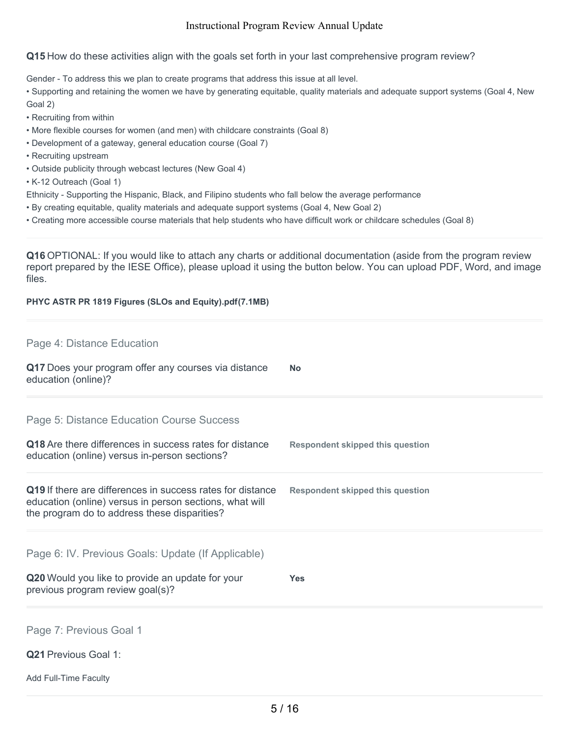**Q15** How do these activities align with the goals set forth in your last comprehensive program review?

Gender - To address this we plan to create programs that address this issue at all level.

- Supporting and retaining the women we have by generating equitable, quality materials and adequate support systems (Goal 4, New Goal 2)
- Recruiting from within
- More flexible courses for women (and men) with childcare constraints (Goal 8)
- Development of a gateway, general education course (Goal 7)
- Recruiting upstream
- Outside publicity through webcast lectures (New Goal 4)
- K-12 Outreach (Goal 1)

Ethnicity - Supporting the Hispanic, Black, and Filipino students who fall below the average performance

- By creating equitable, quality materials and adequate support systems (Goal 4, New Goal 2)
- Creating more accessible course materials that help students who have difficult work or childcare schedules (Goal 8)

**Q16** OPTIONAL: If you would like to attach any charts or additional documentation (aside from the program review report prepared by the IESE Office), please upload it using the button below. You can upload PDF, Word, and image files.

**PHYC ASTR PR 1819 Figures (SLOs and Equity).pdf(7.1MB)**

## Page 4: Distance Education

**Q17** Does your program offer any courses via distance education (online)? **No**

## Page 5: Distance Education Course Success

**Q18** Are there differences in success rates for distance education (online) versus in-person sections? **Respondent skipped this question**

**Q19** If there are differences in success rates for distance education (online) versus in person sections, what will the program do to address these disparities? **Respondent skipped this question**

## Page 6: IV. Previous Goals: Update (If Applicable)

**Q20** Would you like to provide an update for your previous program review goal(s)? **Yes**

## Page 7: Previous Goal 1

**Q21** Previous Goal 1:

Add Full-Time Faculty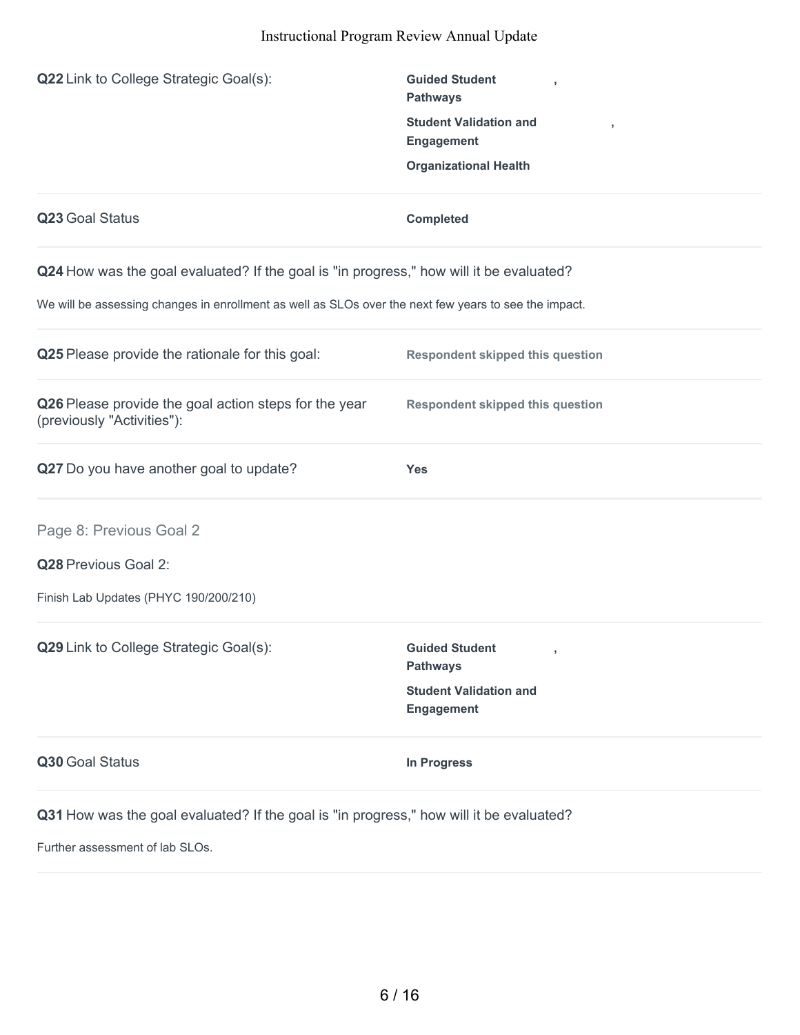**Q22** Link to College Strategic Goal(s):

**Guided Student Pathways**,
**Student Validation and Engagement**,
**Organizational Health**

**Q23** Goal Status

**Completed**

**Q24** How was the goal evaluated? If the goal is "in progress," how will it be evaluated?

We will be assessing changes in enrollment as well as SLOs over the next few years to see the impact.

**Q25** Please provide the rationale for this goal:

**Respondent skipped this question**

**Q26** Please provide the goal action steps for the year (previously "Activities"):

**Respondent skipped this question**

**Q27** Do you have another goal to update?

**Yes**

## Page 8: Previous Goal 2

**Q28** Previous Goal 2:

Finish Lab Updates (PHYC 190/200/210)

**Q29** Link to College Strategic Goal(s):

**Guided Student Pathways**,
**Student Validation and Engagement**

**Q30** Goal Status

**In Progress**

**Q31** How was the goal evaluated? If the goal is "in progress," how will it be evaluated?

Further assessment of lab SLOs.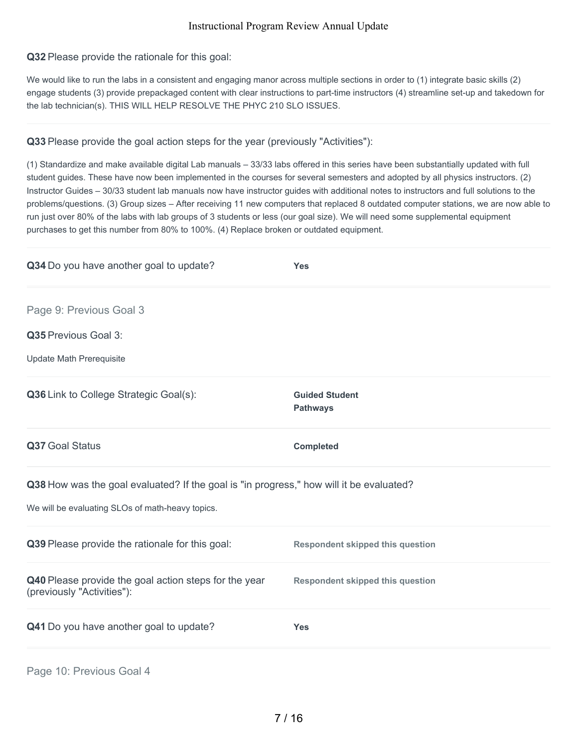**Q32** Please provide the rationale for this goal:

We would like to run the labs in a consistent and engaging manor across multiple sections in order to (1) integrate basic skills (2) engage students (3) provide prepackaged content with clear instructions to part-time instructors (4) streamline set-up and takedown for the lab technician(s). THIS WILL HELP RESOLVE THE PHYC 210 SLO ISSUES.

**Q33** Please provide the goal action steps for the year (previously "Activities"):

(1) Standardize and make available digital Lab manuals – 33/33 labs offered in this series have been substantially updated with full student guides. These have now been implemented in the courses for several semesters and adopted by all physics instructors. (2) Instructor Guides – 30/33 student lab manuals now have instructor guides with additional notes to instructors and full solutions to the problems/questions. (3) Group sizes – After receiving 11 new computers that replaced 8 outdated computer stations, we are now able to run just over 80% of the labs with lab groups of 3 students or less (our goal size). We will need some supplemental equipment purchases to get this number from 80% to 100%. (4) Replace broken or outdated equipment.

**Q34** Do you have another goal to update? **Yes**

## Page 9: Previous Goal 3

**Q35** Previous Goal 3:

Update Math Prerequisite

**Q36** Link to College Strategic Goal(s): **Guided Student Pathways**

**Q37** Goal Status **Completed**

**Q38** How was the goal evaluated? If the goal is "in progress," how will it be evaluated?

We will be evaluating SLOs of math-heavy topics.

**Q39** Please provide the rationale for this goal: **Respondent skipped this question**

**Q40** Please provide the goal action steps for the year (previously "Activities"): **Respondent skipped this question**

**Q41** Do you have another goal to update? **Yes**

## Page 10: Previous Goal 4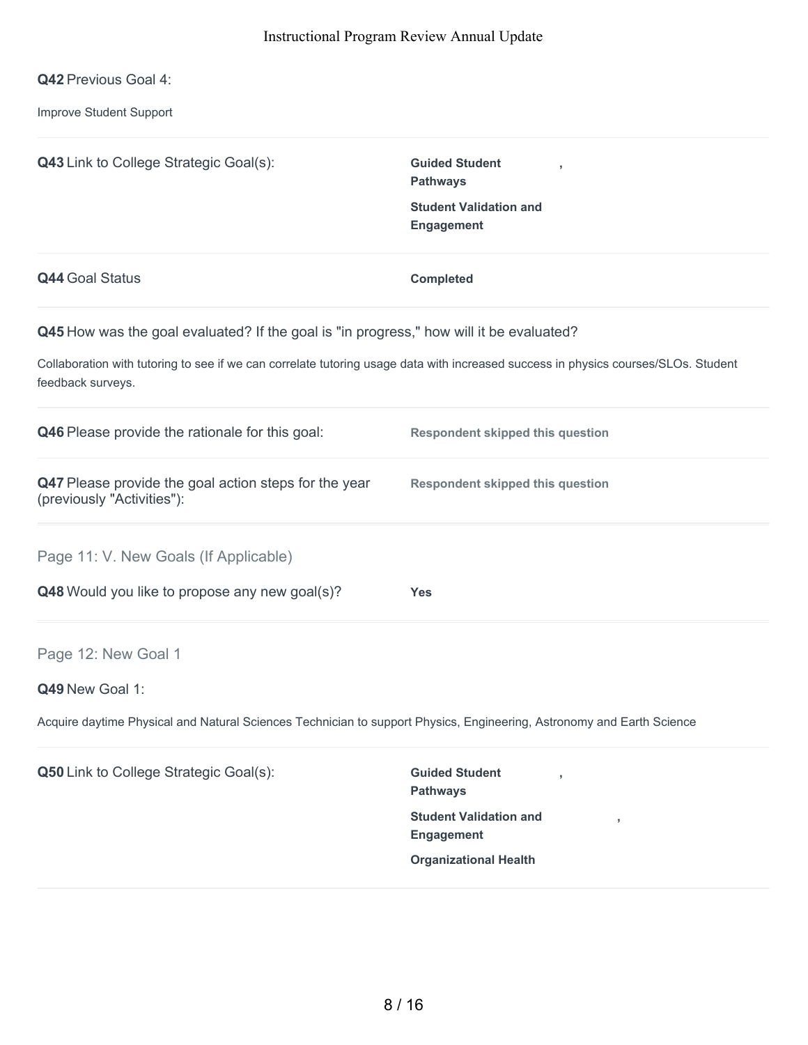**Q42** Previous Goal 4:

Improve Student Support

**Q43** Link to College Strategic Goal(s): **Guided Student Pathways**, **Student Validation and Engagement**

**Q44** Goal Status **Completed**

**Q45** How was the goal evaluated? If the goal is "in progress," how will it be evaluated?

Collaboration with tutoring to see if we can correlate tutoring usage data with increased success in physics courses/SLOs. Student feedback surveys.

**Q46** Please provide the rationale for this goal: **Respondent skipped this question**

**Q47** Please provide the goal action steps for the year (previously "Activities"): **Respondent skipped this question**

## Page 11: V. New Goals (If Applicable)

**Q48** Would you like to propose any new goal(s)? **Yes**

## Page 12: New Goal 1

**Q49** New Goal 1:

Acquire daytime Physical and Natural Sciences Technician to support Physics, Engineering, Astronomy and Earth Science

**Q50** Link to College Strategic Goal(s): **Guided Student Pathways**, **Student Validation and Engagement**, **Organizational Health**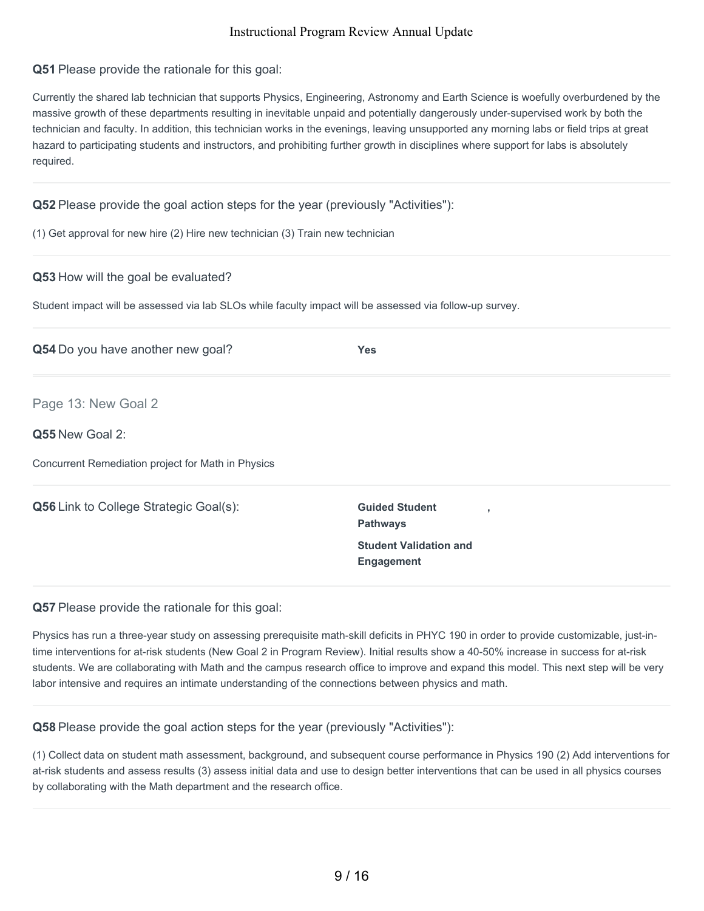**Q51** Please provide the rationale for this goal:

Currently the shared lab technician that supports Physics, Engineering, Astronomy and Earth Science is woefully overburdened by the massive growth of these departments resulting in inevitable unpaid and potentially dangerously under-supervised work by both the technician and faculty. In addition, this technician works in the evenings, leaving unsupported any morning labs or field trips at great hazard to participating students and instructors, and prohibiting further growth in disciplines where support for labs is absolutely required.

**Q52** Please provide the goal action steps for the year (previously "Activities"):

(1) Get approval for new hire (2) Hire new technician (3) Train new technician

**Q53** How will the goal be evaluated?

Student impact will be assessed via lab SLOs while faculty impact will be assessed via follow-up survey.

**Q54** Do you have another new goal? **Yes**

## Page 13: New Goal 2

**Q55** New Goal 2:

Concurrent Remediation project for Math in Physics

**Q56** Link to College Strategic Goal(s): **Guided Student Pathways**, **Student Validation and Engagement**

**Q57** Please provide the rationale for this goal:

Physics has run a three-year study on assessing prerequisite math-skill deficits in PHYC 190 in order to provide customizable, just-in-time interventions for at-risk students (New Goal 2 in Program Review). Initial results show a 40-50% increase in success for at-risk students. We are collaborating with Math and the campus research office to improve and expand this model. This next step will be very labor intensive and requires an intimate understanding of the connections between physics and math.

**Q58** Please provide the goal action steps for the year (previously "Activities"):

(1) Collect data on student math assessment, background, and subsequent course performance in Physics 190 (2) Add interventions for at-risk students and assess results (3) assess initial data and use to design better interventions that can be used in all physics courses by collaborating with the Math department and the research office.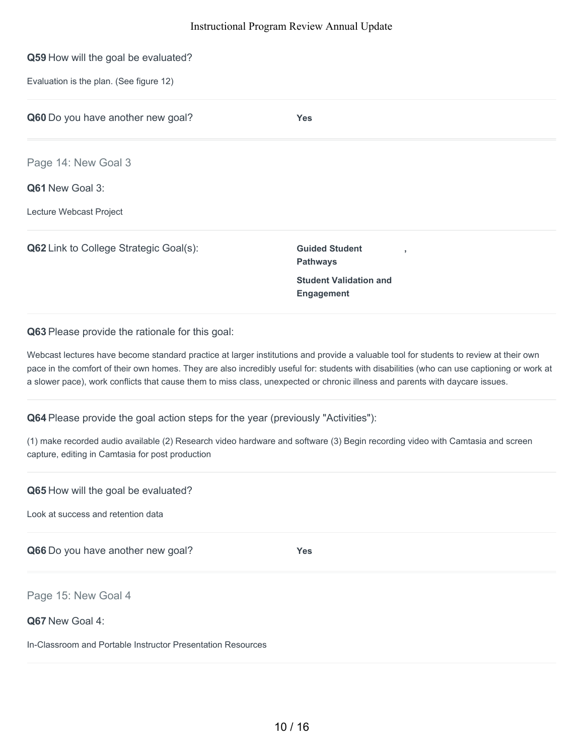**Q59** How will the goal be evaluated?

Evaluation is the plan. (See figure 12)

**Q60** Do you have another new goal? **Yes**

## Page 14: New Goal 3

**Q61** New Goal 3:

Lecture Webcast Project

**Q62** Link to College Strategic Goal(s): **Guided Student Pathways** , **Student Validation and Engagement**

**Q63** Please provide the rationale for this goal:

Webcast lectures have become standard practice at larger institutions and provide a valuable tool for students to review at their own pace in the comfort of their own homes. They are also incredibly useful for: students with disabilities (who can use captioning or work at a slower pace), work conflicts that cause them to miss class, unexpected or chronic illness and parents with daycare issues.

**Q64** Please provide the goal action steps for the year (previously "Activities"):

(1) make recorded audio available (2) Research video hardware and software (3) Begin recording video with Camtasia and screen capture, editing in Camtasia for post production

**Q65** How will the goal be evaluated?

Look at success and retention data

**Q66** Do you have another new goal? **Yes**

## Page 15: New Goal 4

**Q67** New Goal 4:

In-Classroom and Portable Instructor Presentation Resources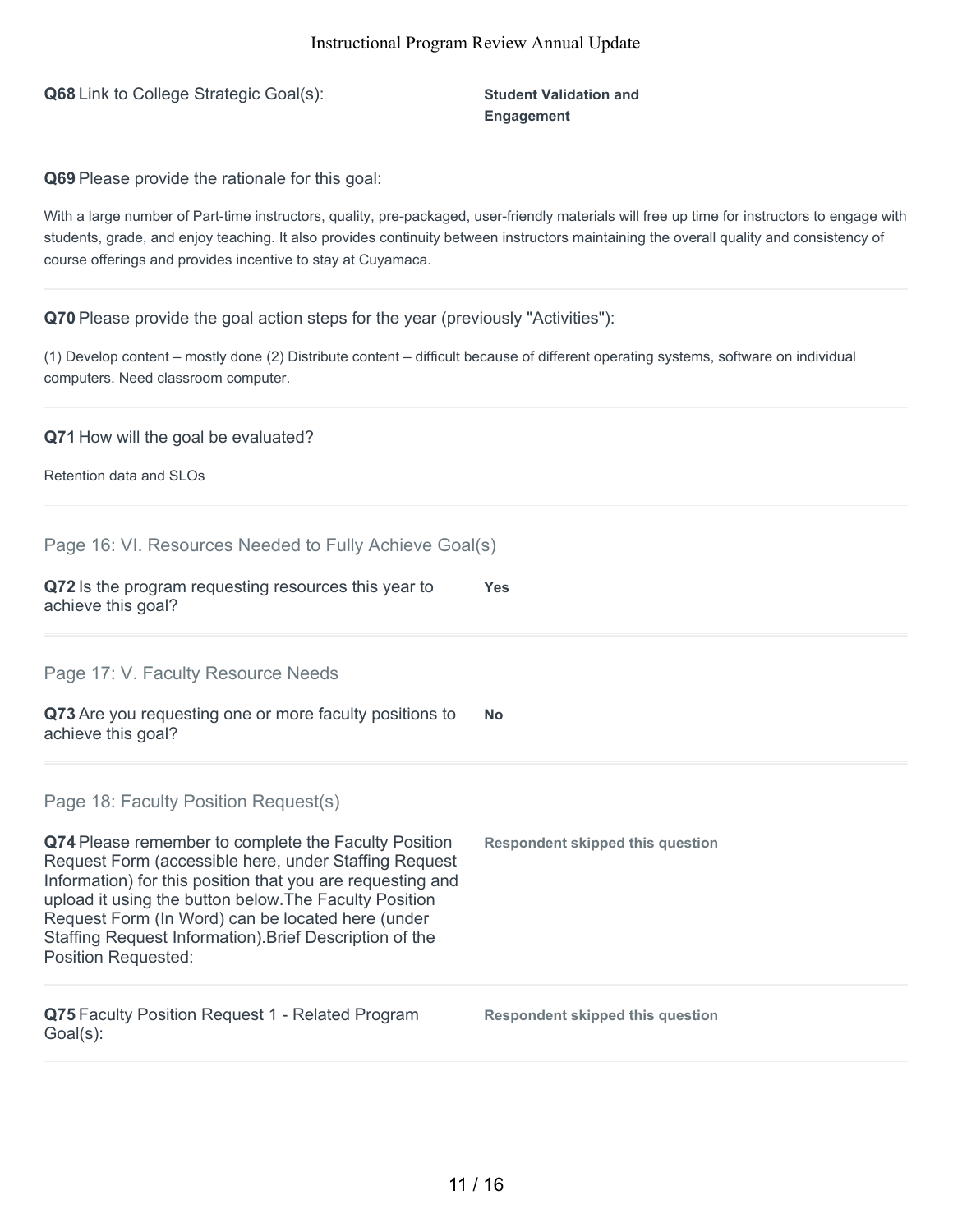**Q68** Link to College Strategic Goal(s):

**Student Validation and Engagement**

**Q69** Please provide the rationale for this goal:

With a large number of Part-time instructors, quality, pre-packaged, user-friendly materials will free up time for instructors to engage with students, grade, and enjoy teaching. It also provides continuity between instructors maintaining the overall quality and consistency of course offerings and provides incentive to stay at Cuyamaca.

**Q70** Please provide the goal action steps for the year (previously "Activities"):

(1) Develop content – mostly done (2) Distribute content – difficult because of different operating systems, software on individual computers. Need classroom computer.

**Q71** How will the goal be evaluated?

Retention data and SLOs

## Page 16: VI. Resources Needed to Fully Achieve Goal(s)

**Q72** Is the program requesting resources this year to achieve this goal?

**Yes**

## Page 17: V. Faculty Resource Needs

**Q73** Are you requesting one or more faculty positions to achieve this goal?

**No**

## Page 18: Faculty Position Request(s)

**Q74** Please remember to complete the Faculty Position Request Form (accessible here, under Staffing Request Information) for this position that you are requesting and upload it using the button below.The Faculty Position Request Form (In Word) can be located here (under Staffing Request Information).Brief Description of the Position Requested:

**Respondent skipped this question**

**Q75** Faculty Position Request 1 - Related Program Goal(s):

**Respondent skipped this question**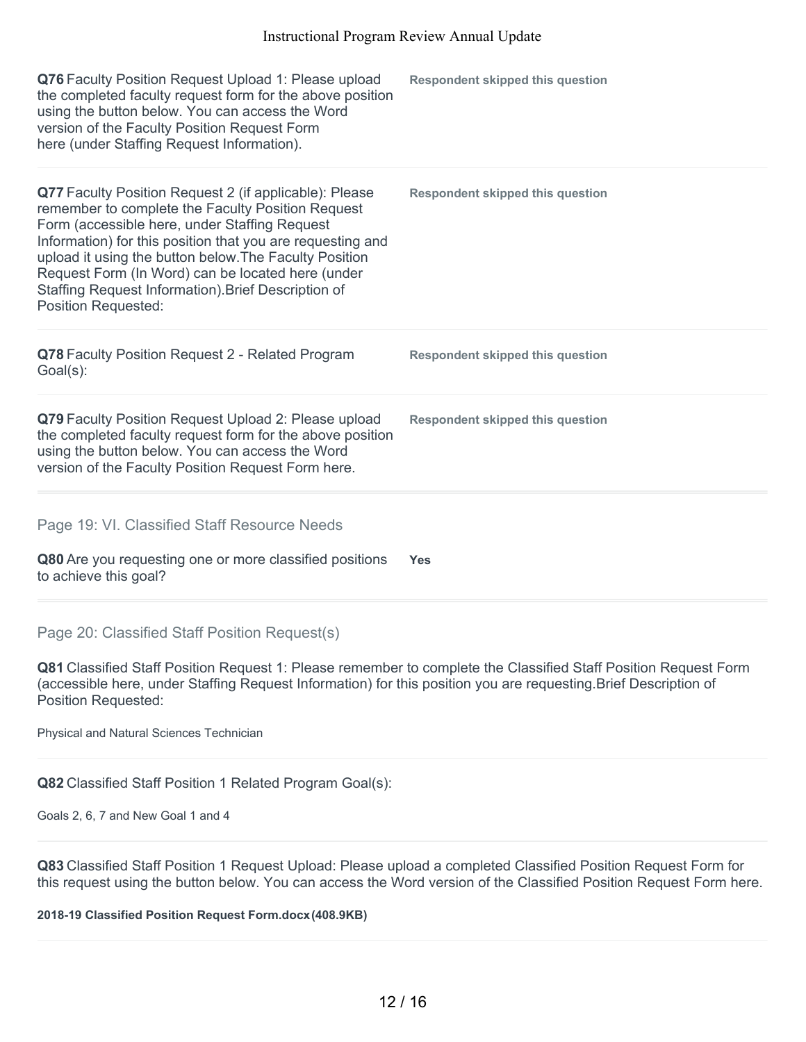**Q76** Faculty Position Request Upload 1: Please upload the completed faculty request form for the above position using the button below. You can access the Word version of the Faculty Position Request Form here (under Staffing Request Information).

**Respondent skipped this question**

**Q77** Faculty Position Request 2 (if applicable): Please remember to complete the Faculty Position Request Form (accessible here, under Staffing Request Information) for this position that you are requesting and upload it using the button below.The Faculty Position Request Form (In Word) can be located here (under Staffing Request Information).Brief Description of Position Requested:

**Respondent skipped this question**

**Q78** Faculty Position Request 2 - Related Program Goal(s):

**Respondent skipped this question**

**Q79** Faculty Position Request Upload 2: Please upload the completed faculty request form for the above position using the button below. You can access the Word version of the Faculty Position Request Form here.

**Respondent skipped this question**

## Page 19: VI. Classified Staff Resource Needs

**Q80** Are you requesting one or more classified positions to achieve this goal?

**Yes**

## Page 20: Classified Staff Position Request(s)

**Q81** Classified Staff Position Request 1: Please remember to complete the Classified Staff Position Request Form (accessible here, under Staffing Request Information) for this position you are requesting.Brief Description of Position Requested:

Physical and Natural Sciences Technician

**Q82** Classified Staff Position 1 Related Program Goal(s):

Goals 2, 6, 7 and New Goal 1 and 4

**Q83** Classified Staff Position 1 Request Upload: Please upload a completed Classified Position Request Form for this request using the button below. You can access the Word version of the Classified Position Request Form here.

**2018-19 Classified Position Request Form.docx(408.9KB)**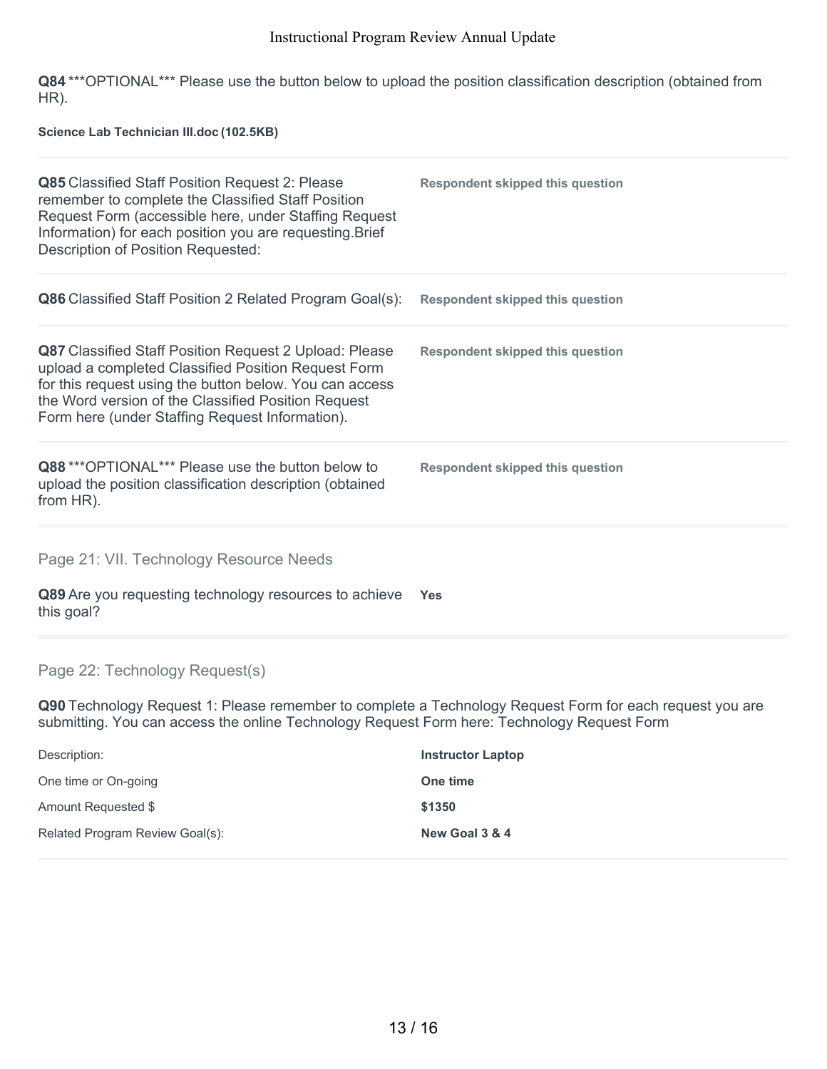**Q84** ***OPTIONAL*** Please use the button below to upload the position classification description (obtained from HR).

**Science Lab Technician III.doc (102.5KB)**

| | |
|---|---|
| **Q85** Classified Staff Position Request 2: Please remember to complete the Classified Staff Position Request Form (accessible here, under Staffing Request Information) for each position you are requesting.Brief Description of Position Requested: | **Respondent skipped this question** |
| **Q86** Classified Staff Position 2 Related Program Goal(s): | **Respondent skipped this question** |
| **Q87** Classified Staff Position Request 2 Upload: Please upload a completed Classified Position Request Form for this request using the button below. You can access the Word version of the Classified Position Request Form here (under Staffing Request Information). | **Respondent skipped this question** |
| **Q88** ***OPTIONAL*** Please use the button below to upload the position classification description (obtained from HR). | **Respondent skipped this question** |

## Page 21: VII. Technology Resource Needs

| | |
|---|---|
| **Q89** Are you requesting technology resources to achieve this goal? | **Yes** |

## Page 22: Technology Request(s)

**Q90** Technology Request 1: Please remember to complete a Technology Request Form for each request you are submitting. You can access the online Technology Request Form here: Technology Request Form

| | |
|---|---|
| Description: | **Instructor Laptop** |
| One time or On-going | **One time** |
| Amount Requested $ | **$1350** |
| Related Program Review Goal(s): | **New Goal 3 & 4** |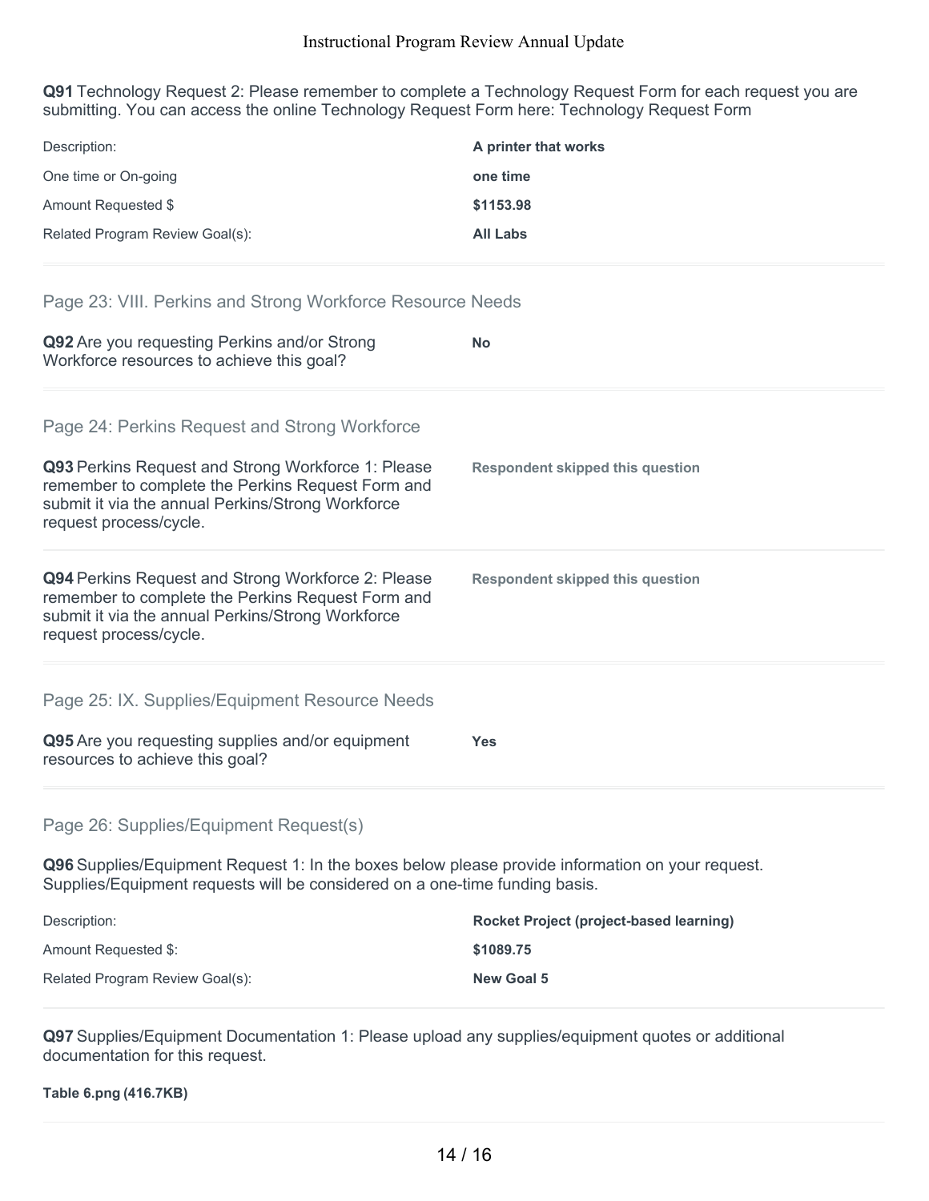**Q91** Technology Request 2: Please remember to complete a Technology Request Form for each request you are submitting. You can access the online Technology Request Form here: Technology Request Form

| | |
|---|---|
| Description: | **A printer that works** |
| One time or On-going | **one time** |
| Amount Requested $ | **$1153.98** |
| Related Program Review Goal(s): | **All Labs** |

## Page 23: VIII. Perkins and Strong Workforce Resource Needs

**Q92** Are you requesting Perkins and/or Strong Workforce resources to achieve this goal?

**No**

## Page 24: Perkins Request and Strong Workforce

**Q93** Perkins Request and Strong Workforce 1: Please remember to complete the Perkins Request Form and submit it via the annual Perkins/Strong Workforce request process/cycle.

**Respondent skipped this question**

**Q94** Perkins Request and Strong Workforce 2: Please remember to complete the Perkins Request Form and submit it via the annual Perkins/Strong Workforce request process/cycle.

**Respondent skipped this question**

## Page 25: IX. Supplies/Equipment Resource Needs

**Q95** Are you requesting supplies and/or equipment resources to achieve this goal?

**Yes**

## Page 26: Supplies/Equipment Request(s)

**Q96** Supplies/Equipment Request 1: In the boxes below please provide information on your request. Supplies/Equipment requests will be considered on a one-time funding basis.

| | |
|---|---|
| Description: | **Rocket Project (project-based learning)** |
| Amount Requested $: | **$1089.75** |
| Related Program Review Goal(s): | **New Goal 5** |

**Q97** Supplies/Equipment Documentation 1: Please upload any supplies/equipment quotes or additional documentation for this request.

**Table 6.png (416.7KB)**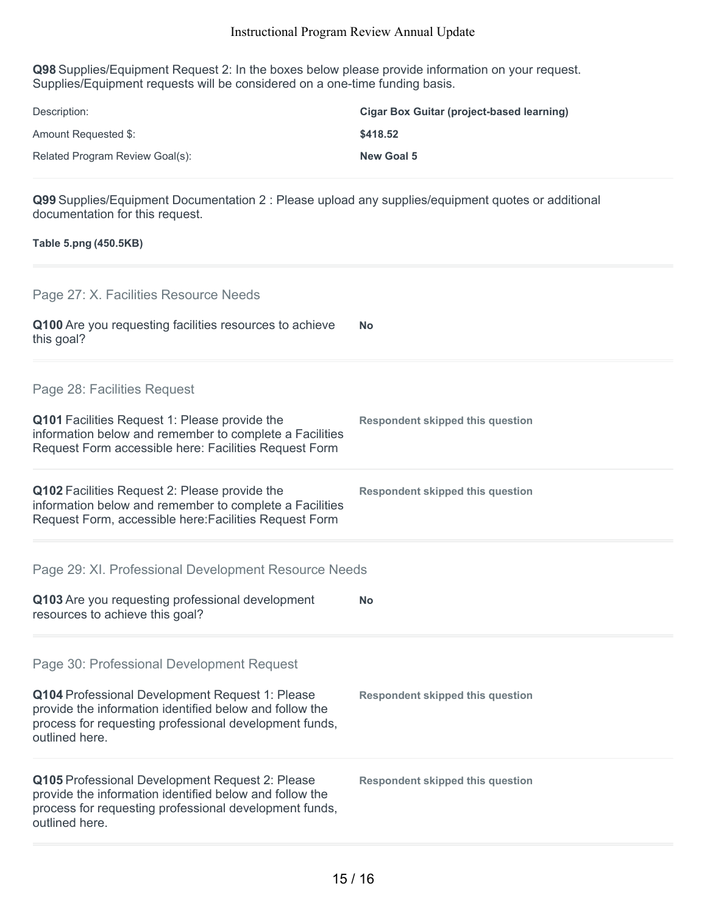**Q98** Supplies/Equipment Request 2: In the boxes below please provide information on your request. Supplies/Equipment requests will be considered on a one-time funding basis.

| | |
|---|---|
| Description: | **Cigar Box Guitar (project-based learning)** |
| Amount Requested $: | **$418.52** |
| Related Program Review Goal(s): | **New Goal 5** |

**Q99** Supplies/Equipment Documentation 2 : Please upload any supplies/equipment quotes or additional documentation for this request.

**Table 5.png (450.5KB)**

## Page 27: X. Facilities Resource Needs

| | |
|---|---|
| **Q100** Are you requesting facilities resources to achieve this goal? | **No** |

## Page 28: Facilities Request

| | |
|---|---|
| **Q101** Facilities Request 1: Please provide the information below and remember to complete a Facilities Request Form accessible here: Facilities Request Form | **Respondent skipped this question** |
| **Q102** Facilities Request 2: Please provide the information below and remember to complete a Facilities Request Form, accessible here:Facilities Request Form | **Respondent skipped this question** |

## Page 29: XI. Professional Development Resource Needs

| | |
|---|---|
| **Q103** Are you requesting professional development resources to achieve this goal? | **No** |

## Page 30: Professional Development Request

| | |
|---|---|
| **Q104** Professional Development Request 1: Please provide the information identified below and follow the process for requesting professional development funds, outlined here. | **Respondent skipped this question** |
| **Q105** Professional Development Request 2: Please provide the information identified below and follow the process for requesting professional development funds, outlined here. | **Respondent skipped this question** |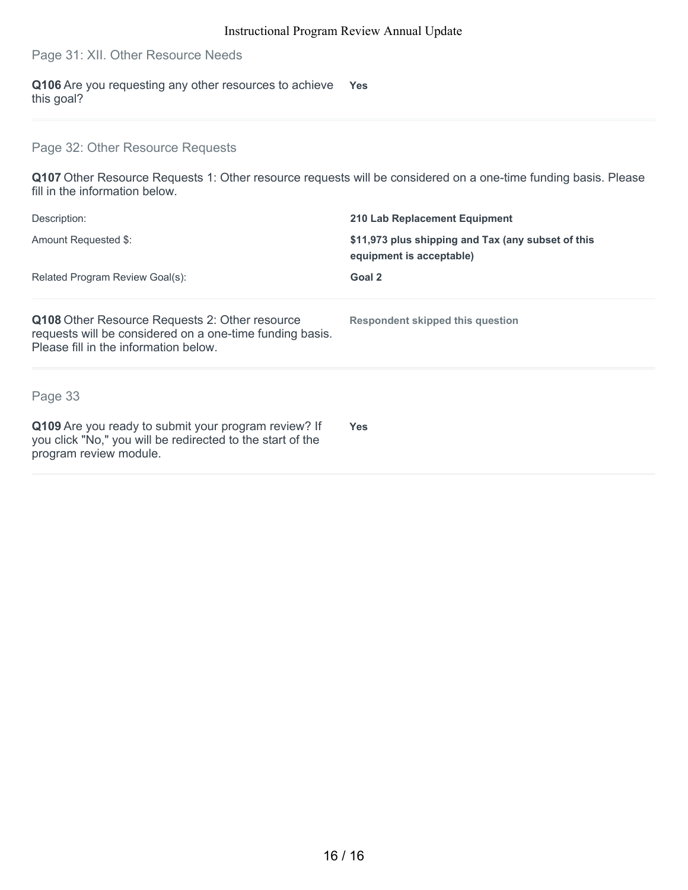## Page 31: XII. Other Resource Needs

**Q106** Are you requesting any other resources to achieve this goal? **Yes**

## Page 32: Other Resource Requests

**Q107** Other Resource Requests 1: Other resource requests will be considered on a one-time funding basis. Please fill in the information below.

| | |
|---|---|
| Description: | **210 Lab Replacement Equipment** |
| Amount Requested $: | **$11,973 plus shipping and Tax (any subset of this equipment is acceptable)** |
| Related Program Review Goal(s): | **Goal 2** |

**Q108** Other Resource Requests 2: Other resource requests will be considered on a one-time funding basis. Please fill in the information below. **Respondent skipped this question**

## Page 33

**Q109** Are you ready to submit your program review? If you click "No," you will be redirected to the start of the program review module. **Yes**